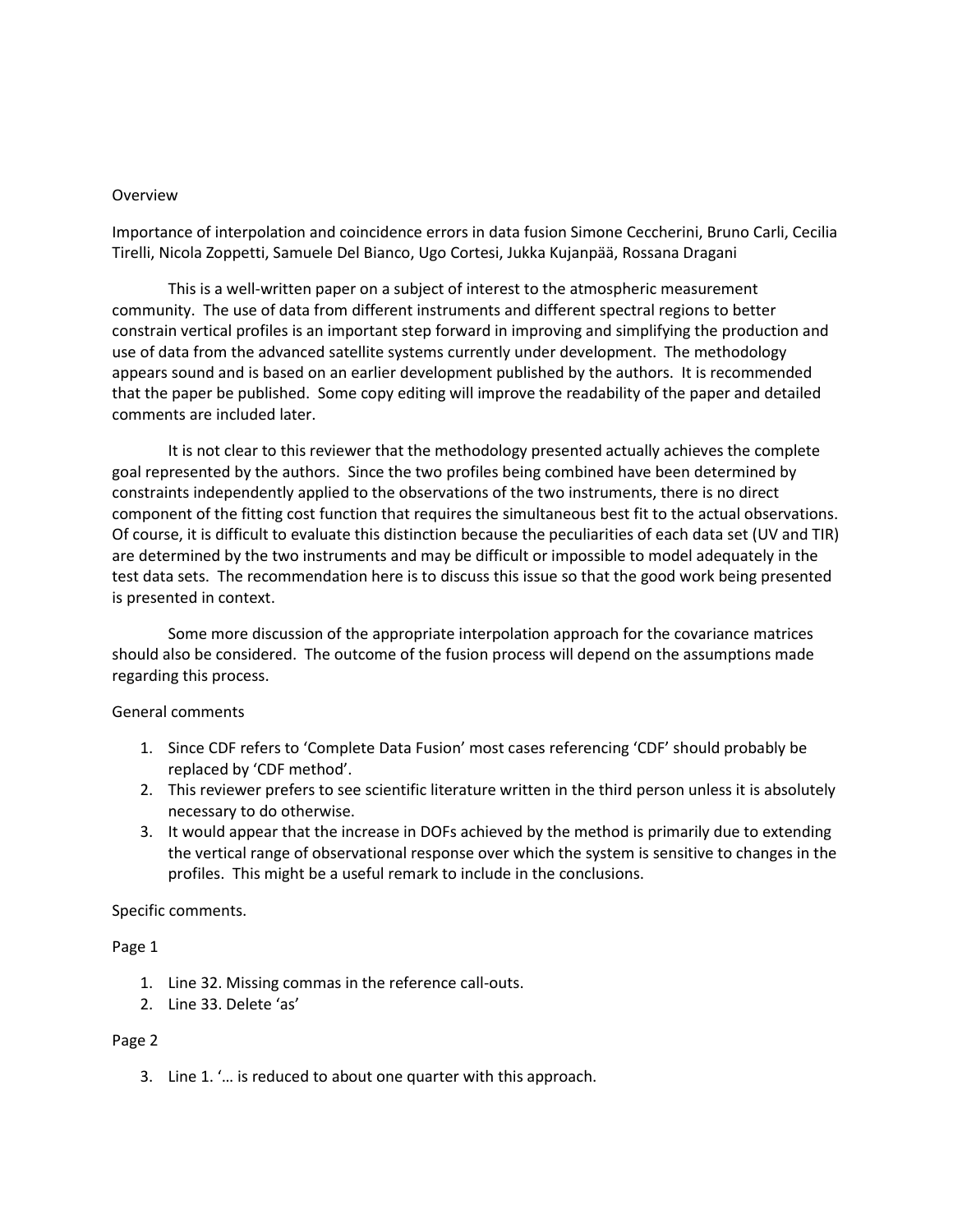Overview

Importance of interpolation and coincidence errors in data fusion Simone Ceccherini, Bruno Carli, Cecilia Tirelli, Nicola Zoppetti, Samuele Del Bianco, Ugo Cortesi, Jukka Kujanpää, Rossana Dragani

This is a well-written paper on a subject of interest to the atmospheric measurement community. The use of data from different instruments and different spectral regions to better constrain vertical profiles is an important step forward in improving and simplifying the production and use of data from the advanced satellite systems currently under development. The methodology appears sound and is based on an earlier development published by the authors. It is recommended that the paper be published. Some copy editing will improve the readability of the paper and detailed comments are included later.

It is not clear to this reviewer that the methodology presented actually achieves the complete goal represented by the authors. Since the two profiles being combined have been determined by constraints independently applied to the observations of the two instruments, there is no direct component of the fitting cost function that requires the simultaneous best fit to the actual observations. Of course, it is difficult to evaluate this distinction because the peculiarities of each data set (UV and TIR) are determined by the two instruments and may be difficult or impossible to model adequately in the test data sets. The recommendation here is to discuss this issue so that the good work being presented is presented in context.

Some more discussion of the appropriate interpolation approach for the covariance matrices should also be considered. The outcome of the fusion process will depend on the assumptions made regarding this process.

General comments

1. Since CDF refers to 'Complete Data Fusion' most cases referencing 'CDF' should probably be replaced by 'CDF method'.
2. This reviewer prefers to see scientific literature written in the third person unless it is absolutely necessary to do otherwise.
3. It would appear that the increase in DOFs achieved by the method is primarily due to extending the vertical range of observational response over which the system is sensitive to changes in the profiles. This might be a useful remark to include in the conclusions.

Specific comments.

Page 1

1. Line 32. Missing commas in the reference call-outs.
2. Line 33. Delete 'as'

Page 2

3. Line 1. '… is reduced to about one quarter with this approach.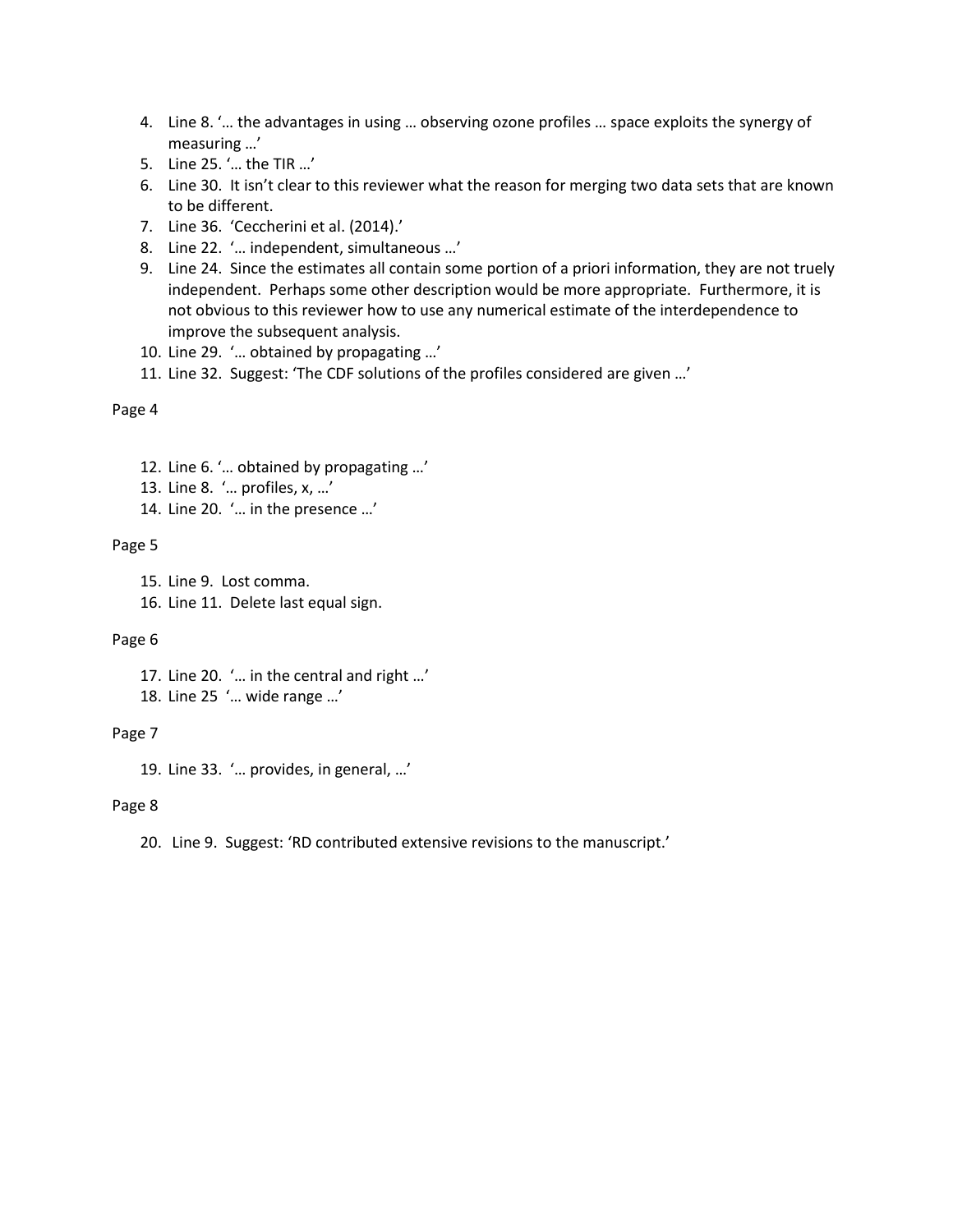4. Line 8. '… the advantages in using … observing ozone profiles … space exploits the synergy of measuring …'
5. Line 25. '… the TIR …'
6. Line 30. It isn't clear to this reviewer what the reason for merging two data sets that are known to be different.
7. Line 36. 'Ceccherini et al. (2014).'
8. Line 22. '… independent, simultaneous …'
9. Line 24. Since the estimates all contain some portion of a priori information, they are not truely independent. Perhaps some other description would be more appropriate. Furthermore, it is not obvious to this reviewer how to use any numerical estimate of the interdependence to improve the subsequent analysis.
10. Line 29. '… obtained by propagating …'
11. Line 32. Suggest: 'The CDF solutions of the profiles considered are given …'

Page 4

12. Line 6. '… obtained by propagating …'
13. Line 8. '… profiles, x, …'
14. Line 20. '… in the presence …'

Page 5

15. Line 9. Lost comma.
16. Line 11. Delete last equal sign.

Page 6

17. Line 20. '… in the central and right …'
18. Line 25 '… wide range …'

Page 7

19. Line 33. '… provides, in general, …'

Page 8

20. Line 9. Suggest: 'RD contributed extensive revisions to the manuscript.'